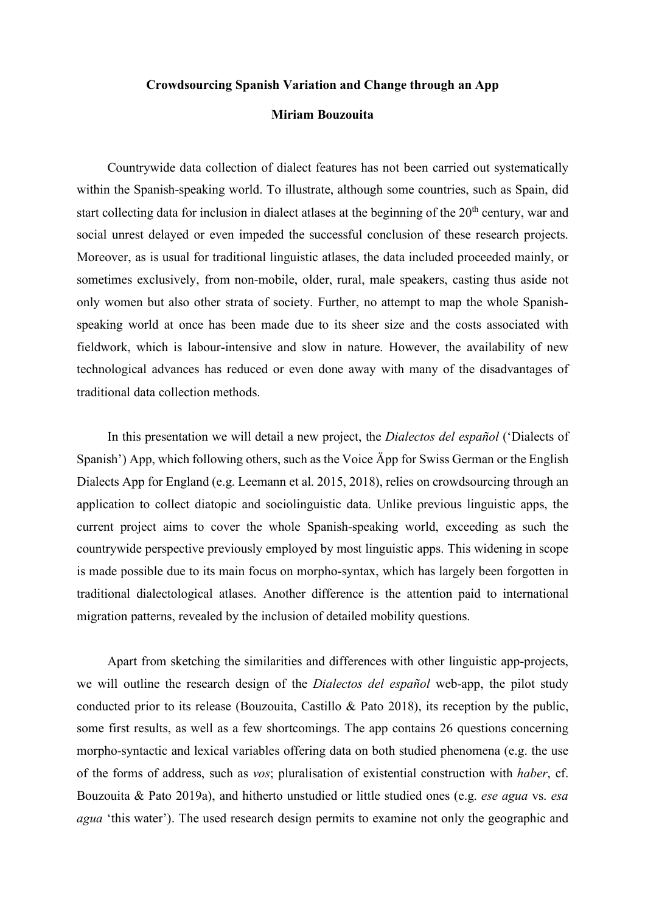**Crowdsourcing Spanish Variation and Change through an App**

**Miriam Bouzouita**

Countrywide data collection of dialect features has not been carried out systematically within the Spanish-speaking world. To illustrate, although some countries, such as Spain, did start collecting data for inclusion in dialect atlases at the beginning of the 20th century, war and social unrest delayed or even impeded the successful conclusion of these research projects. Moreover, as is usual for traditional linguistic atlases, the data included proceeded mainly, or sometimes exclusively, from non-mobile, older, rural, male speakers, casting thus aside not only women but also other strata of society. Further, no attempt to map the whole Spanish-speaking world at once has been made due to its sheer size and the costs associated with fieldwork, which is labour-intensive and slow in nature. However, the availability of new technological advances has reduced or even done away with many of the disadvantages of traditional data collection methods.

In this presentation we will detail a new project, the *Dialectos del español* ('Dialects of Spanish') App, which following others, such as the Voice Äpp for Swiss German or the English Dialects App for England (e.g. Leemann et al. 2015, 2018), relies on crowdsourcing through an application to collect diatopic and sociolinguistic data. Unlike previous linguistic apps, the current project aims to cover the whole Spanish-speaking world, exceeding as such the countrywide perspective previously employed by most linguistic apps. This widening in scope is made possible due to its main focus on morpho-syntax, which has largely been forgotten in traditional dialectological atlases. Another difference is the attention paid to international migration patterns, revealed by the inclusion of detailed mobility questions.

Apart from sketching the similarities and differences with other linguistic app-projects, we will outline the research design of the *Dialectos del español* web-app, the pilot study conducted prior to its release (Bouzouita, Castillo & Pato 2018), its reception by the public, some first results, as well as a few shortcomings. The app contains 26 questions concerning morpho-syntactic and lexical variables offering data on both studied phenomena (e.g. the use of the forms of address, such as *vos*; pluralisation of existential construction with *haber*, cf. Bouzouita & Pato 2019a), and hitherto unstudied or little studied ones (e.g. *ese agua* vs. *esa agua* 'this water'). The used research design permits to examine not only the geographic and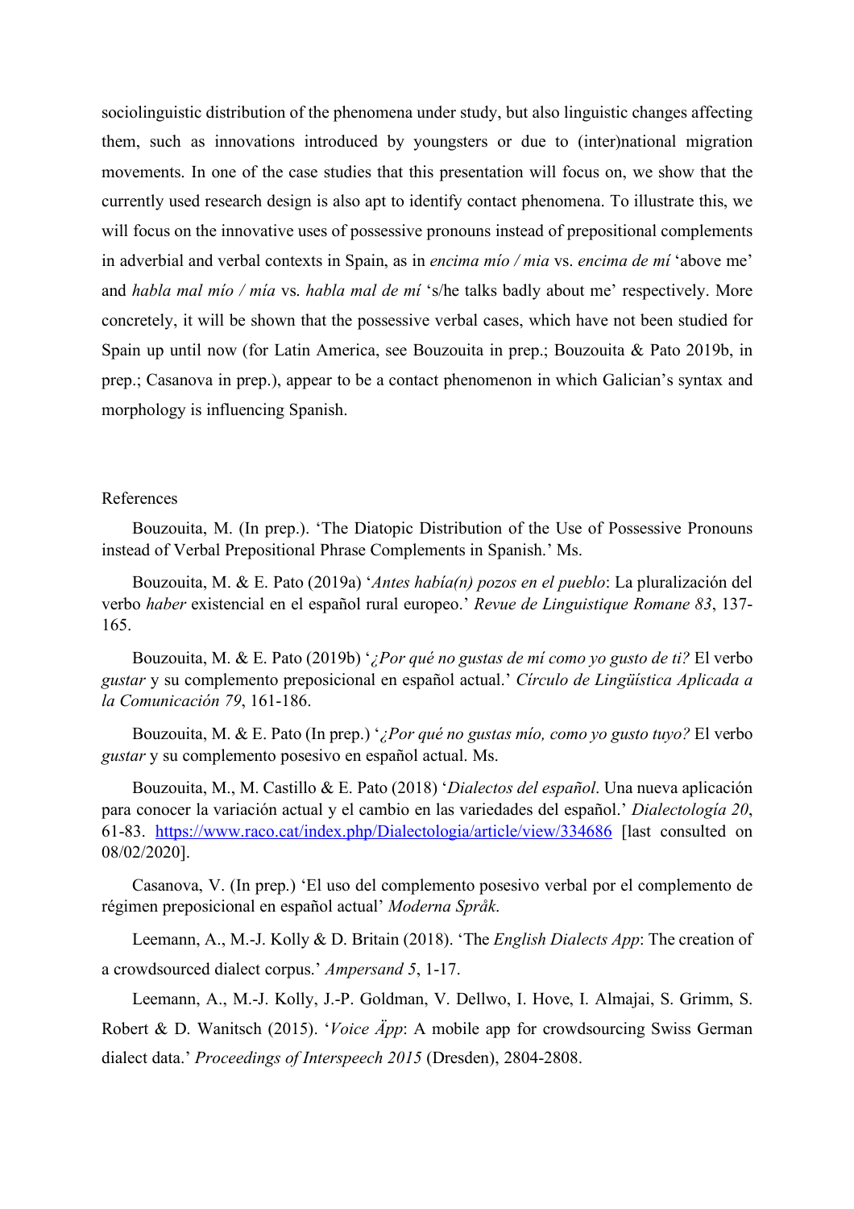sociolinguistic distribution of the phenomena under study, but also linguistic changes affecting them, such as innovations introduced by youngsters or due to (inter)national migration movements. In one of the case studies that this presentation will focus on, we show that the currently used research design is also apt to identify contact phenomena. To illustrate this, we will focus on the innovative uses of possessive pronouns instead of prepositional complements in adverbial and verbal contexts in Spain, as in *encima mío / mia* vs. *encima de mí* 'above me' and *habla mal mío / mía* vs. *habla mal de mí* 's/he talks badly about me' respectively. More concretely, it will be shown that the possessive verbal cases, which have not been studied for Spain up until now (for Latin America, see Bouzouita in prep.; Bouzouita & Pato 2019b, in prep.; Casanova in prep.), appear to be a contact phenomenon in which Galician's syntax and morphology is influencing Spanish.

References

Bouzouita, M. (In prep.). 'The Diatopic Distribution of the Use of Possessive Pronouns instead of Verbal Prepositional Phrase Complements in Spanish.' Ms.

Bouzouita, M. & E. Pato (2019a) '*Antes había(n) pozos en el pueblo*: La pluralización del verbo *haber* existencial en el español rural europeo.' *Revue de Linguistique Romane 83*, 137-165.

Bouzouita, M. & E. Pato (2019b) '*¿Por qué no gustas de mí como yo gusto de ti?* El verbo *gustar* y su complemento preposicional en español actual.' *Círculo de Lingüística Aplicada a la Comunicación 79*, 161-186.

Bouzouita, M. & E. Pato (In prep.) '*¿Por qué no gustas mío, como yo gusto tuyo?* El verbo *gustar* y su complemento posesivo en español actual. Ms.

Bouzouita, M., M. Castillo & E. Pato (2018) '*Dialectos del español*. Una nueva aplicación para conocer la variación actual y el cambio en las variedades del español.' *Dialectología 20*, 61-83. https://www.raco.cat/index.php/Dialectologia/article/view/334686 [last consulted on 08/02/2020].

Casanova, V. (In prep.) 'El uso del complemento posesivo verbal por el complemento de régimen preposicional en español actual' *Moderna Språk*.

Leemann, A., M.-J. Kolly & D. Britain (2018). 'The *English Dialects App*: The creation of a crowdsourced dialect corpus.' *Ampersand 5*, 1-17.

Leemann, A., M.-J. Kolly, J.-P. Goldman, V. Dellwo, I. Hove, I. Almajai, S. Grimm, S. Robert & D. Wanitsch (2015). '*Voice Äpp*: A mobile app for crowdsourcing Swiss German dialect data.' *Proceedings of Interspeech 2015* (Dresden), 2804-2808.